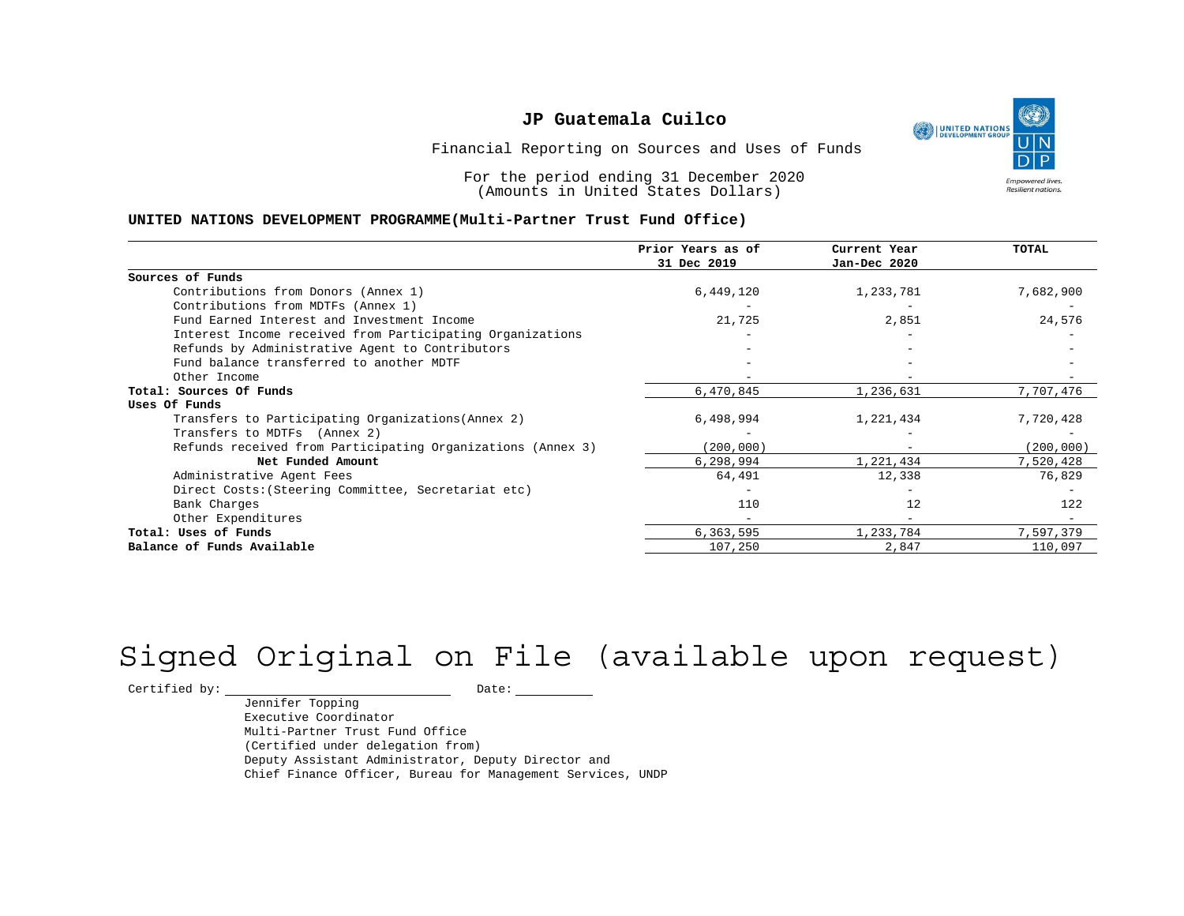# JP Guatemala Cuilco

Financial Reporting on Sources and Uses of Funds

For the period ending 31 December 2020
(Amounts in United States Dollars)

**UNITED NATIONS DEVELOPMENT PROGRAMME(Multi-Partner Trust Fund Office)**

| | Prior Years as of 31 Dec 2019 | Current Year Jan-Dec 2020 | TOTAL |
|---|---|---|---|
| **Sources of Funds** | | | |
| Contributions from Donors (Annex 1) | 6,449,120 | 1,233,781 | 7,682,900 |
| Contributions from MDTFs (Annex 1) | - | - | - |
| Fund Earned Interest and Investment Income | 21,725 | 2,851 | 24,576 |
| Interest Income received from Participating Organizations | - | - | - |
| Refunds by Administrative Agent to Contributors | - | - | - |
| Fund balance transferred to another MDTF | - | - | - |
| Other Income | - | - | - |
| **Total: Sources Of Funds** | 6,470,845 | 1,236,631 | 7,707,476 |
| **Uses Of Funds** | | | |
| Transfers to Participating Organizations(Annex 2) | 6,498,994 | 1,221,434 | 7,720,428 |
| Transfers to MDTFs (Annex 2) | - | - | - |
| Refunds received from Participating Organizations (Annex 3) | (200,000) | - | (200,000) |
| **Net Funded Amount** | 6,298,994 | 1,221,434 | 7,520,428 |
| Administrative Agent Fees | 64,491 | 12,338 | 76,829 |
| Direct Costs:(Steering Committee, Secretariat etc) | - | - | - |
| Bank Charges | 110 | 12 | 122 |
| Other Expenditures | - | - | - |
| **Total: Uses of Funds** | 6,363,595 | 1,233,784 | 7,597,379 |
| **Balance of Funds Available** | 107,250 | 2,847 | 110,097 |

Signed Original on File (available upon request)

Certified by: ______________________ Date: __________

Jennifer Topping
Executive Coordinator
Multi-Partner Trust Fund Office
(Certified under delegation from)
Deputy Assistant Administrator, Deputy Director and
Chief Finance Officer, Bureau for Management Services, UNDP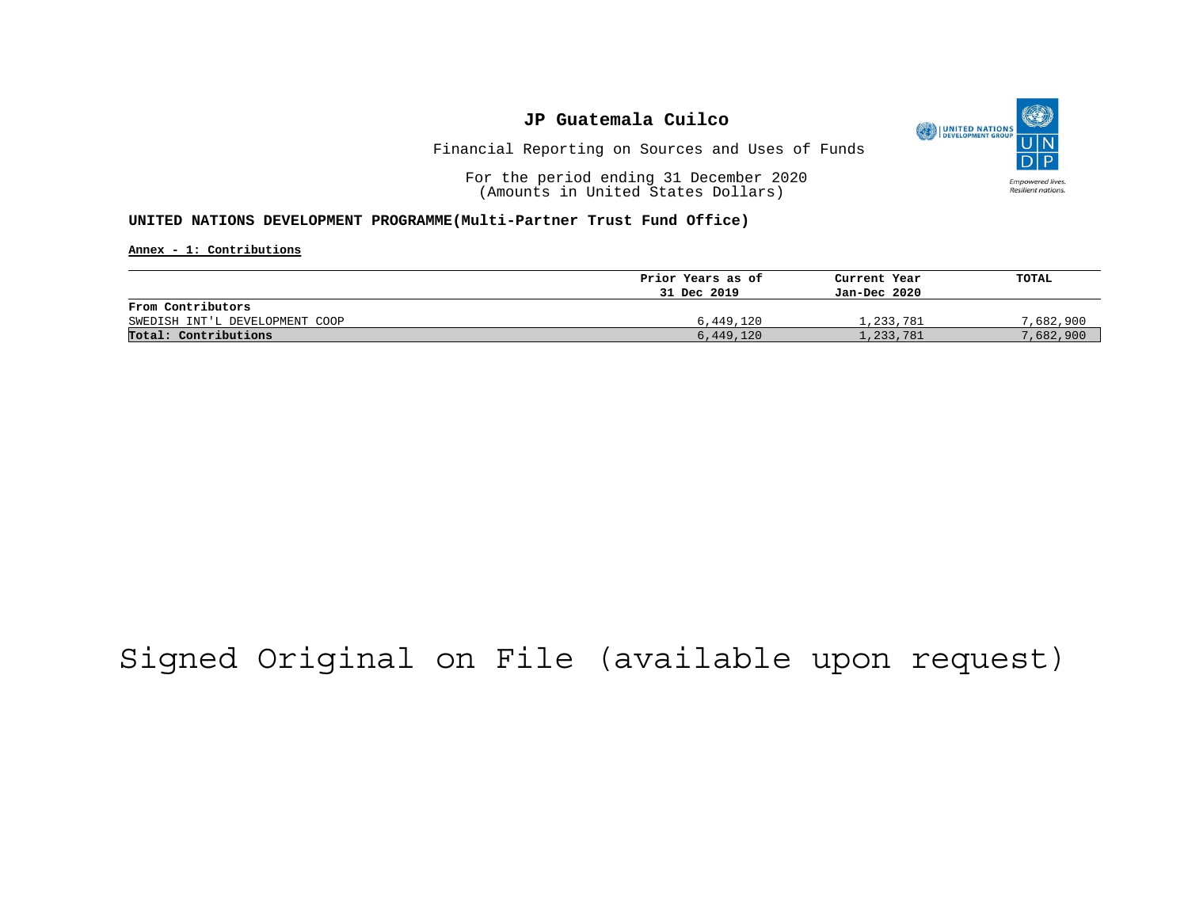# JP Guatemala Cuilco

Financial Reporting on Sources and Uses of Funds

For the period ending 31 December 2020
(Amounts in United States Dollars)

**UNITED NATIONS DEVELOPMENT PROGRAMME(Multi-Partner Trust Fund Office)**

**Annex - 1: Contributions**

| | Prior Years as of 31 Dec 2019 | Current Year Jan-Dec 2020 | TOTAL |
|---|---|---|---|
| **From Contributors** | | | |
| SWEDISH INT'L DEVELOPMENT COOP | 6,449,120 | 1,233,781 | 7,682,900 |
| **Total: Contributions** | 6,449,120 | 1,233,781 | 7,682,900 |

Signed Original on File (available upon request)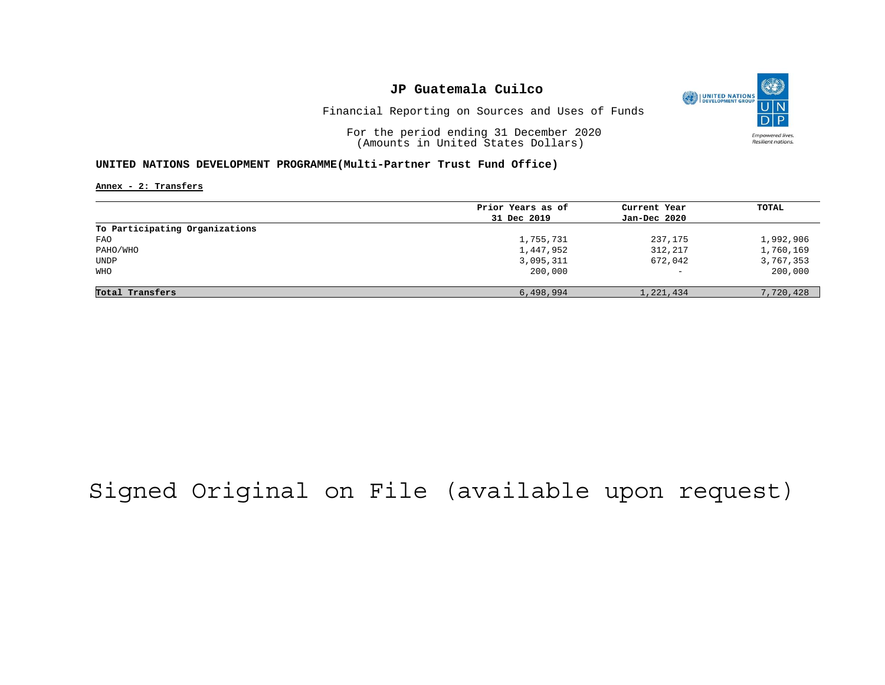# JP Guatemala Cuilco

Financial Reporting on Sources and Uses of Funds

For the period ending 31 December 2020
(Amounts in United States Dollars)

**UNITED NATIONS DEVELOPMENT PROGRAMME(Multi-Partner Trust Fund Office)**

**Annex - 2: Transfers**

| | Prior Years as of 31 Dec 2019 | Current Year Jan-Dec 2020 | TOTAL |
|---|---|---|---|
| **To Participating Organizations** | | | |
| FAO | 1,755,731 | 237,175 | 1,992,906 |
| PAHO/WHO | 1,447,952 | 312,217 | 1,760,169 |
| UNDP | 3,095,311 | 672,042 | 3,767,353 |
| WHO | 200,000 | - | 200,000 |
| **Total Transfers** | 6,498,994 | 1,221,434 | 7,720,428 |

Signed Original on File (available upon request)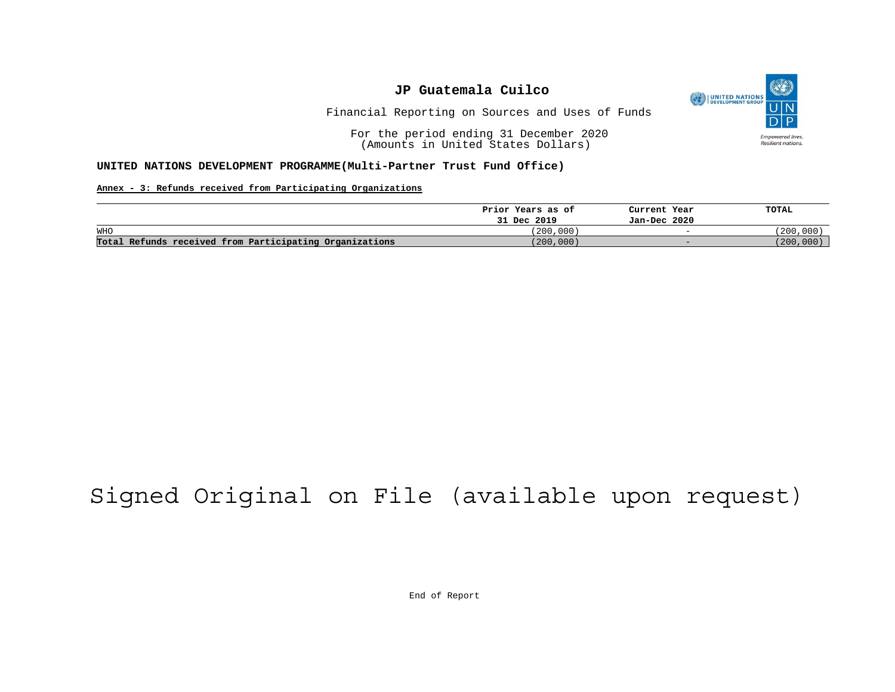# JP Guatemala Cuilco

Financial Reporting on Sources and Uses of Funds

For the period ending 31 December 2020
(Amounts in United States Dollars)

**UNITED NATIONS DEVELOPMENT PROGRAMME(Multi-Partner Trust Fund Office)**

**Annex - 3: Refunds received from Participating Organizations**

| | Prior Years as of 31 Dec 2019 | Current Year Jan-Dec 2020 | TOTAL |
|---|---|---|---|
| WHO | (200,000) | - | (200,000) |
| **Total Refunds received from Participating Organizations** | (200,000) | - | (200,000) |

Signed Original on File (available upon request)

End of Report